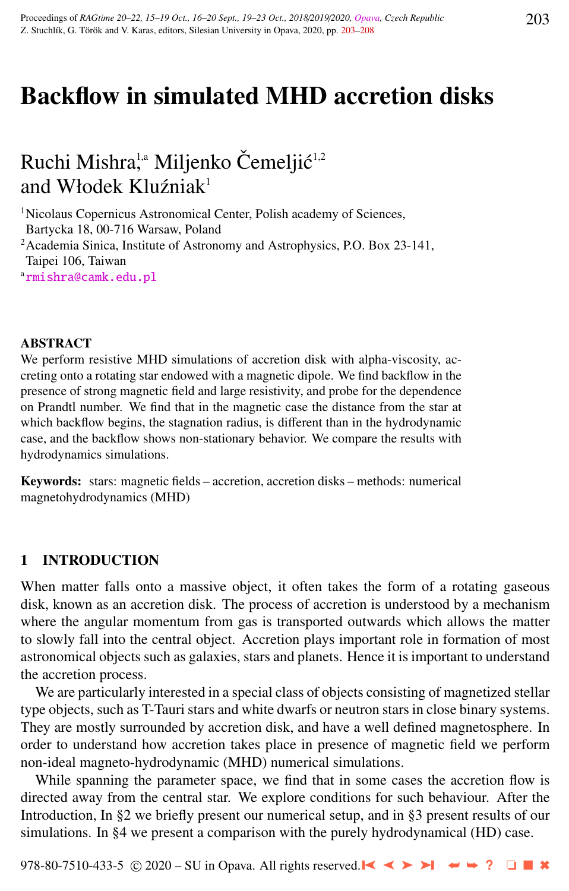# Backflow in simulated MHD accretion disks

Ruchi Mishra[1,a] Miljenko Čemeljić[1,2] and Włodek Kluźniak[1]

[1]Nicolaus Copernicus Astronomical Center, Polish academy of Sciences, Bartycka 18, 00-716 Warsaw, Poland

[2]Academia Sinica, Institute of Astronomy and Astrophysics, P.O. Box 23-141, Taipei 106, Taiwan

[a]rmishra@camk.edu.pl

## ABSTRACT

We perform resistive MHD simulations of accretion disk with alpha-viscosity, accreting onto a rotating star endowed with a magnetic dipole. We find backflow in the presence of strong magnetic field and large resistivity, and probe for the dependence on Prandtl number. We find that in the magnetic case the distance from the star at which backflow begins, the stagnation radius, is different than in the hydrodynamic case, and the backflow shows non-stationary behavior. We compare the results with hydrodynamics simulations.

**Keywords:** stars: magnetic fields – accretion, accretion disks – methods: numerical magnetohydrodynamics (MHD)

## 1 INTRODUCTION

When matter falls onto a massive object, it often takes the form of a rotating gaseous disk, known as an accretion disk. The process of accretion is understood by a mechanism where the angular momentum from gas is transported outwards which allows the matter to slowly fall into the central object. Accretion plays important role in formation of most astronomical objects such as galaxies, stars and planets. Hence it is important to understand the accretion process.

We are particularly interested in a special class of objects consisting of magnetized stellar type objects, such as T-Tauri stars and white dwarfs or neutron stars in close binary systems. They are mostly surrounded by accretion disk, and have a well defined magnetosphere. In order to understand how accretion takes place in presence of magnetic field we perform non-ideal magneto-hydrodynamic (MHD) numerical simulations.

While spanning the parameter space, we find that in some cases the accretion flow is directed away from the central star. We explore conditions for such behaviour. After the Introduction, In §2 we briefly present our numerical setup, and in §3 present results of our simulations. In §4 we present a comparison with the purely hydrodynamical (HD) case.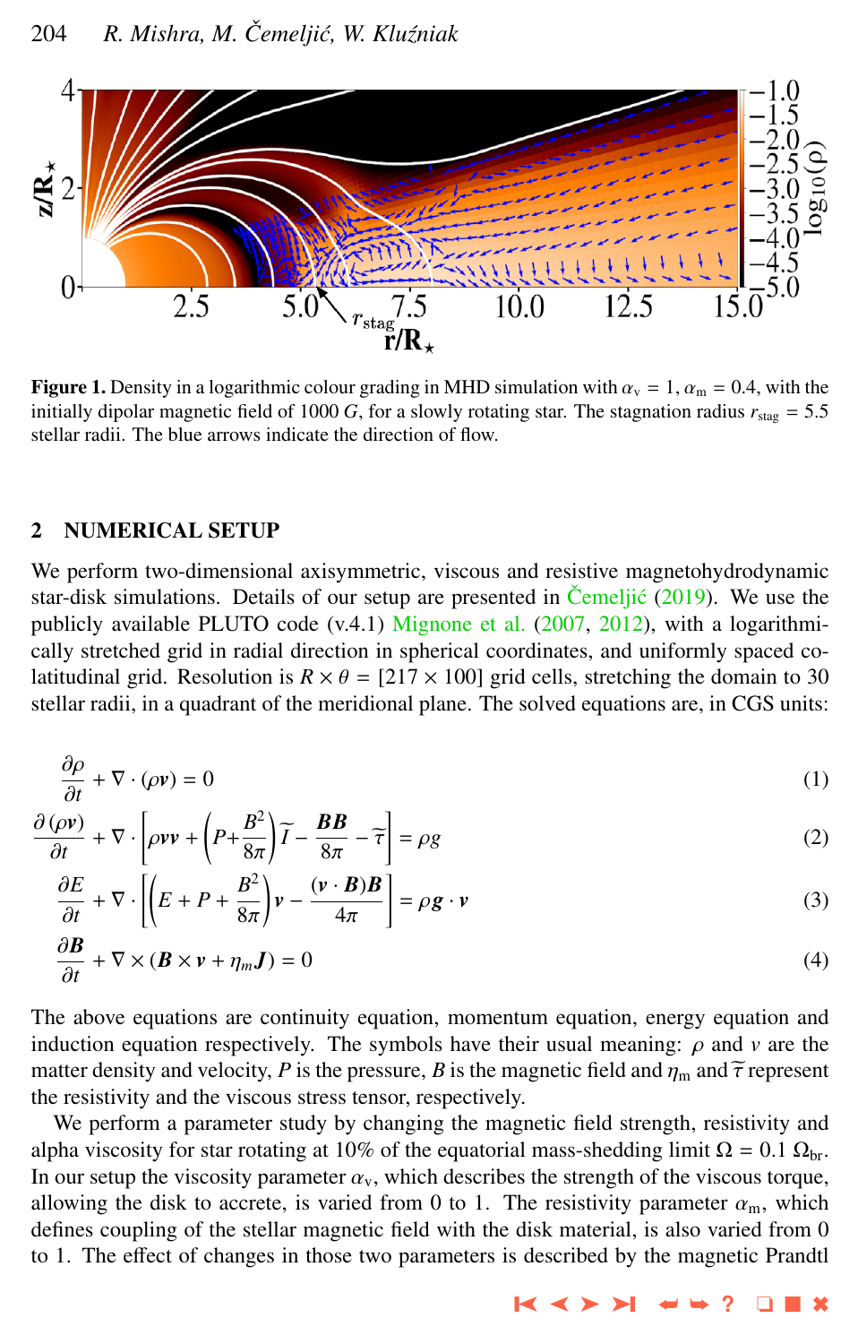**Figure 1.** Density in a logarithmic colour grading in MHD simulation with $\alpha_v = 1$, $\alpha_m = 0.4$, with the initially dipolar magnetic field of 1000 $G$, for a slowly rotating star. The stagnation radius $r_{stag} = 5.5$ stellar radii. The blue arrows indicate the direction of flow.

## 2 NUMERICAL SETUP

We perform two-dimensional axisymmetric, viscous and resistive magnetohydrodynamic star-disk simulations. Details of our setup are presented in Čemeljić (2019). We use the publicly available PLUTO code (v.4.1) Mignone et al. (2007, 2012), with a logarithmically stretched grid in radial direction in spherical coordinates, and uniformly spaced co-latitudinal grid. Resolution is $R \times \theta = [217 \times 100]$ grid cells, stretching the domain to 30 stellar radii, in a quadrant of the meridional plane. The solved equations are, in CGS units:

$$\frac{\partial \rho}{\partial t} + \nabla \cdot (\rho \boldsymbol{v}) = 0 \tag{1}$$

$$\frac{\partial (\rho \boldsymbol{v})}{\partial t} + \nabla \cdot \left[ \rho \boldsymbol{v}\boldsymbol{v} + \left( P + \frac{B^2}{8\pi} \right) \widetilde{I} - \frac{\boldsymbol{B}\boldsymbol{B}}{8\pi} - \widetilde{\tau} \right] = \rho \boldsymbol{g} \tag{2}$$

$$\frac{\partial E}{\partial t} + \nabla \cdot \left[ \left( E + P + \frac{B^2}{8\pi} \right) \boldsymbol{v} - \frac{(\boldsymbol{v} \cdot \boldsymbol{B})\boldsymbol{B}}{4\pi} \right] = \rho \boldsymbol{g} \cdot \boldsymbol{v} \tag{3}$$

$$\frac{\partial \boldsymbol{B}}{\partial t} + \nabla \times (\boldsymbol{B} \times \boldsymbol{v} + \eta_m \boldsymbol{J}) = 0 \tag{4}$$

The above equations are continuity equation, momentum equation, energy equation and induction equation respectively. The symbols have their usual meaning: $\rho$ and $v$ are the matter density and velocity, $P$ is the pressure, $B$ is the magnetic field and $\eta_m$ and $\widetilde{\tau}$ represent the resistivity and the viscous stress tensor, respectively.

We perform a parameter study by changing the magnetic field strength, resistivity and alpha viscosity for star rotating at 10% of the equatorial mass-shedding limit $\Omega = 0.1\ \Omega_{br}$. In our setup the viscosity parameter $\alpha_v$, which describes the strength of the viscous torque, allowing the disk to accrete, is varied from 0 to 1. The resistivity parameter $\alpha_m$, which defines coupling of the stellar magnetic field with the disk material, is also varied from 0 to 1. The effect of changes in those two parameters is described by the magnetic Prandtl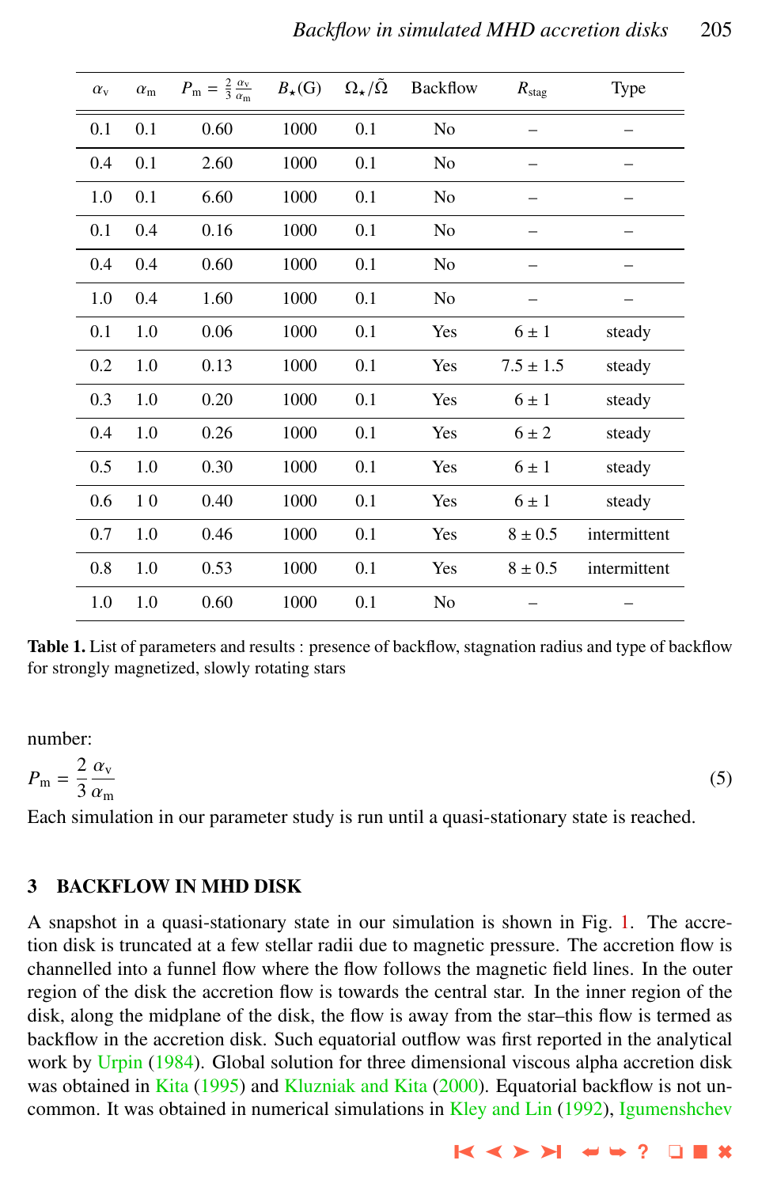| $\alpha_v$ | $\alpha_m$ | $P_m = \frac{2}{3}\frac{\alpha_v}{\alpha_m}$ | $B_\star$(G) | $\Omega_\star/\tilde{\Omega}$ | Backflow | $R_{stag}$ | Type |
|---|---|---|---|---|---|---|---|
| 0.1 | 0.1 | 0.60 | 1000 | 0.1 | No | – | – |
| 0.4 | 0.1 | 2.60 | 1000 | 0.1 | No | – | – |
| 1.0 | 0.1 | 6.60 | 1000 | 0.1 | No | – | – |
| 0.1 | 0.4 | 0.16 | 1000 | 0.1 | No | – | – |
| 0.4 | 0.4 | 0.60 | 1000 | 0.1 | No | – | – |
| 1.0 | 0.4 | 1.60 | 1000 | 0.1 | No | – | – |
| 0.1 | 1.0 | 0.06 | 1000 | 0.1 | Yes | $6 \pm 1$ | steady |
| 0.2 | 1.0 | 0.13 | 1000 | 0.1 | Yes | $7.5 \pm 1.5$ | steady |
| 0.3 | 1.0 | 0.20 | 1000 | 0.1 | Yes | $6 \pm 1$ | steady |
| 0.4 | 1.0 | 0.26 | 1000 | 0.1 | Yes | $6 \pm 2$ | steady |
| 0.5 | 1.0 | 0.30 | 1000 | 0.1 | Yes | $6 \pm 1$ | steady |
| 0.6 | 1 0 | 0.40 | 1000 | 0.1 | Yes | $6 \pm 1$ | steady |
| 0.7 | 1.0 | 0.46 | 1000 | 0.1 | Yes | $8 \pm 0.5$ | intermittent |
| 0.8 | 1.0 | 0.53 | 1000 | 0.1 | Yes | $8 \pm 0.5$ | intermittent |
| 1.0 | 1.0 | 0.60 | 1000 | 0.1 | No | – | – |

**Table 1.** List of parameters and results : presence of backflow, stagnation radius and type of backflow for strongly magnetized, slowly rotating stars

number:

$$P_m = \frac{2}{3}\frac{\alpha_v}{\alpha_m} \tag{5}$$

Each simulation in our parameter study is run until a quasi-stationary state is reached.

## 3 BACKFLOW IN MHD DISK

A snapshot in a quasi-stationary state in our simulation is shown in Fig. 1. The accretion disk is truncated at a few stellar radii due to magnetic pressure. The accretion flow is channelled into a funnel flow where the flow follows the magnetic field lines. In the outer region of the disk the accretion flow is towards the central star. In the inner region of the disk, along the midplane of the disk, the flow is away from the star–this flow is termed as backflow in the accretion disk. Such equatorial outflow was first reported in the analytical work by Urpin (1984). Global solution for three dimensional viscous alpha accretion disk was obtained in Kita (1995) and Kluzniak and Kita (2000). Equatorial backflow is not uncommon. It was obtained in numerical simulations in Kley and Lin (1992), Igumenshchev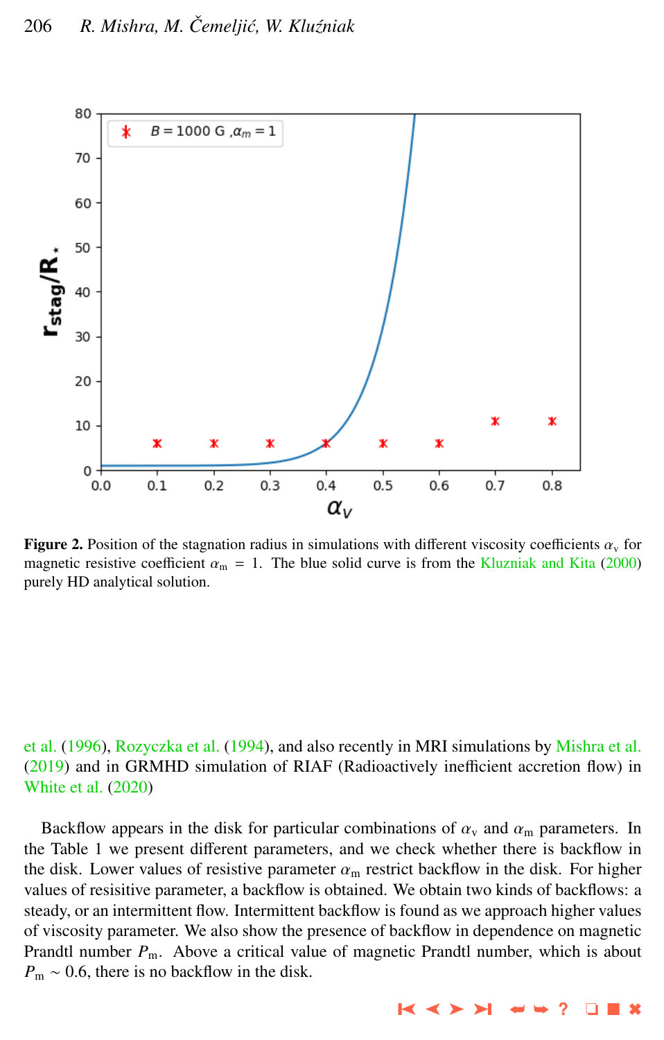**Figure 2.** Position of the stagnation radius in simulations with different viscosity coefficients $\alpha_v$ for magnetic resistive coefficient $\alpha_m = 1$. The blue solid curve is from the Kluzniak and Kita (2000) purely HD analytical solution.

et al. (1996), Rozyczka et al. (1994), and also recently in MRI simulations by Mishra et al. (2019) and in GRMHD simulation of RIAF (Radioactively inefficient accretion flow) in White et al. (2020)

Backflow appears in the disk for particular combinations of $\alpha_v$ and $\alpha_m$ parameters. In the Table 1 we present different parameters, and we check whether there is backflow in the disk. Lower values of resistive parameter $\alpha_m$ restrict backflow in the disk. For higher values of resisitive parameter, a backflow is obtained. We obtain two kinds of backflows: a steady, or an intermittent flow. Intermittent backflow is found as we approach higher values of viscosity parameter. We also show the presence of backflow in dependence on magnetic Prandtl number $P_m$. Above a critical value of magnetic Prandtl number, which is about $P_m \sim 0.6$, there is no backflow in the disk.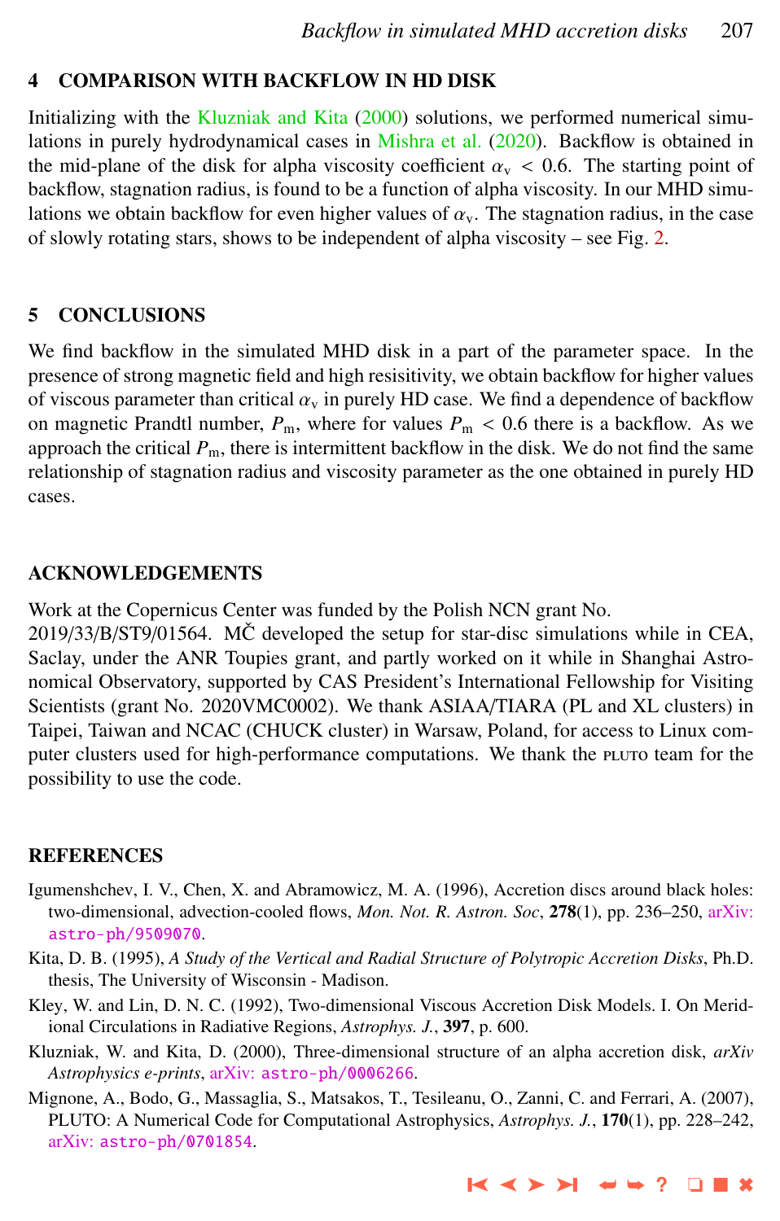## 4 COMPARISON WITH BACKFLOW IN HD DISK

Initializing with the Kluzniak and Kita (2000) solutions, we performed numerical simulations in purely hydrodynamical cases in Mishra et al. (2020). Backflow is obtained in the mid-plane of the disk for alpha viscosity coefficient $\alpha_v < 0.6$. The starting point of backflow, stagnation radius, is found to be a function of alpha viscosity. In our MHD simulations we obtain backflow for even higher values of $\alpha_v$. The stagnation radius, in the case of slowly rotating stars, shows to be independent of alpha viscosity – see Fig. 2.

## 5 CONCLUSIONS

We find backflow in the simulated MHD disk in a part of the parameter space. In the presence of strong magnetic field and high resisitivity, we obtain backflow for higher values of viscous parameter than critical $\alpha_v$ in purely HD case. We find a dependence of backflow on magnetic Prandtl number, $P_m$, where for values $P_m < 0.6$ there is a backflow. As we approach the critical $P_m$, there is intermittent backflow in the disk. We do not find the same relationship of stagnation radius and viscosity parameter as the one obtained in purely HD cases.

## ACKNOWLEDGEMENTS

Work at the Copernicus Center was funded by the Polish NCN grant No. 2019/33/B/ST9/01564. MČ developed the setup for star-disc simulations while in CEA, Saclay, under the ANR Toupies grant, and partly worked on it while in Shanghai Astronomical Observatory, supported by CAS President's International Fellowship for Visiting Scientists (grant No. 2020VMC0002). We thank ASIAA/TIARA (PL and XL clusters) in Taipei, Taiwan and NCAC (CHUCK cluster) in Warsaw, Poland, for access to Linux computer clusters used for high-performance computations. We thank the PLUTO team for the possibility to use the code.

## REFERENCES

Igumenshchev, I. V., Chen, X. and Abramowicz, M. A. (1996), Accretion discs around black holes: two-dimensional, advection-cooled flows, *Mon. Not. R. Astron. Soc*, **278**(1), pp. 236–250, arXiv: astro-ph/9509070.

Kita, D. B. (1995), *A Study of the Vertical and Radial Structure of Polytropic Accretion Disks*, Ph.D. thesis, The University of Wisconsin - Madison.

Kley, W. and Lin, D. N. C. (1992), Two-dimensional Viscous Accretion Disk Models. I. On Meridional Circulations in Radiative Regions, *Astrophys. J.*, **397**, p. 600.

Kluzniak, W. and Kita, D. (2000), Three-dimensional structure of an alpha accretion disk, *arXiv Astrophysics e-prints*, arXiv: astro-ph/0006266.

Mignone, A., Bodo, G., Massaglia, S., Matsakos, T., Tesileanu, O., Zanni, C. and Ferrari, A. (2007), PLUTO: A Numerical Code for Computational Astrophysics, *Astrophys. J.*, **170**(1), pp. 228–242, arXiv: astro-ph/0701854.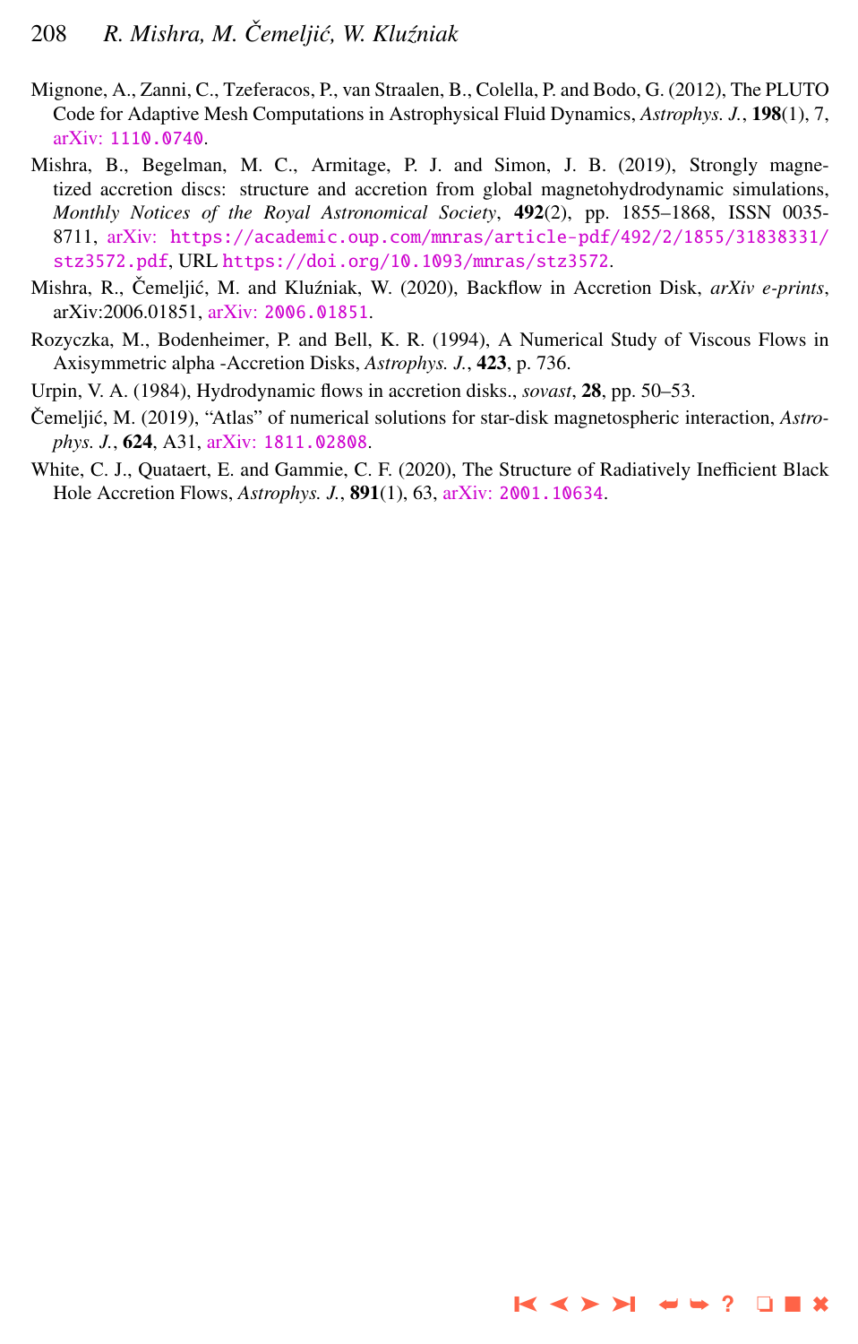Mignone, A., Zanni, C., Tzeferacos, P., van Straalen, B., Colella, P. and Bodo, G. (2012), The PLUTO Code for Adaptive Mesh Computations in Astrophysical Fluid Dynamics, *Astrophys. J.*, **198**(1), 7, arXiv: 1110.0740.

Mishra, B., Begelman, M. C., Armitage, P. J. and Simon, J. B. (2019), Strongly magnetized accretion discs: structure and accretion from global magnetohydrodynamic simulations, *Monthly Notices of the Royal Astronomical Society*, **492**(2), pp. 1855–1868, ISSN 0035-8711, arXiv: https://academic.oup.com/mnras/article-pdf/492/2/1855/31838331/stz3572.pdf, URL https://doi.org/10.1093/mnras/stz3572.

Mishra, R., Čemeljić, M. and Kluźniak, W. (2020), Backflow in Accretion Disk, *arXiv e-prints*, arXiv:2006.01851, arXiv: 2006.01851.

Rozyczka, M., Bodenheimer, P. and Bell, K. R. (1994), A Numerical Study of Viscous Flows in Axisymmetric alpha -Accretion Disks, *Astrophys. J.*, **423**, p. 736.

Urpin, V. A. (1984), Hydrodynamic flows in accretion disks., *sovast*, **28**, pp. 50–53.

Čemeljić, M. (2019), “Atlas” of numerical solutions for star-disk magnetospheric interaction, *Astrophys. J.*, **624**, A31, arXiv: 1811.02808.

White, C. J., Quataert, E. and Gammie, C. F. (2020), The Structure of Radiatively Inefficient Black Hole Accretion Flows, *Astrophys. J.*, **891**(1), 63, arXiv: 2001.10634.